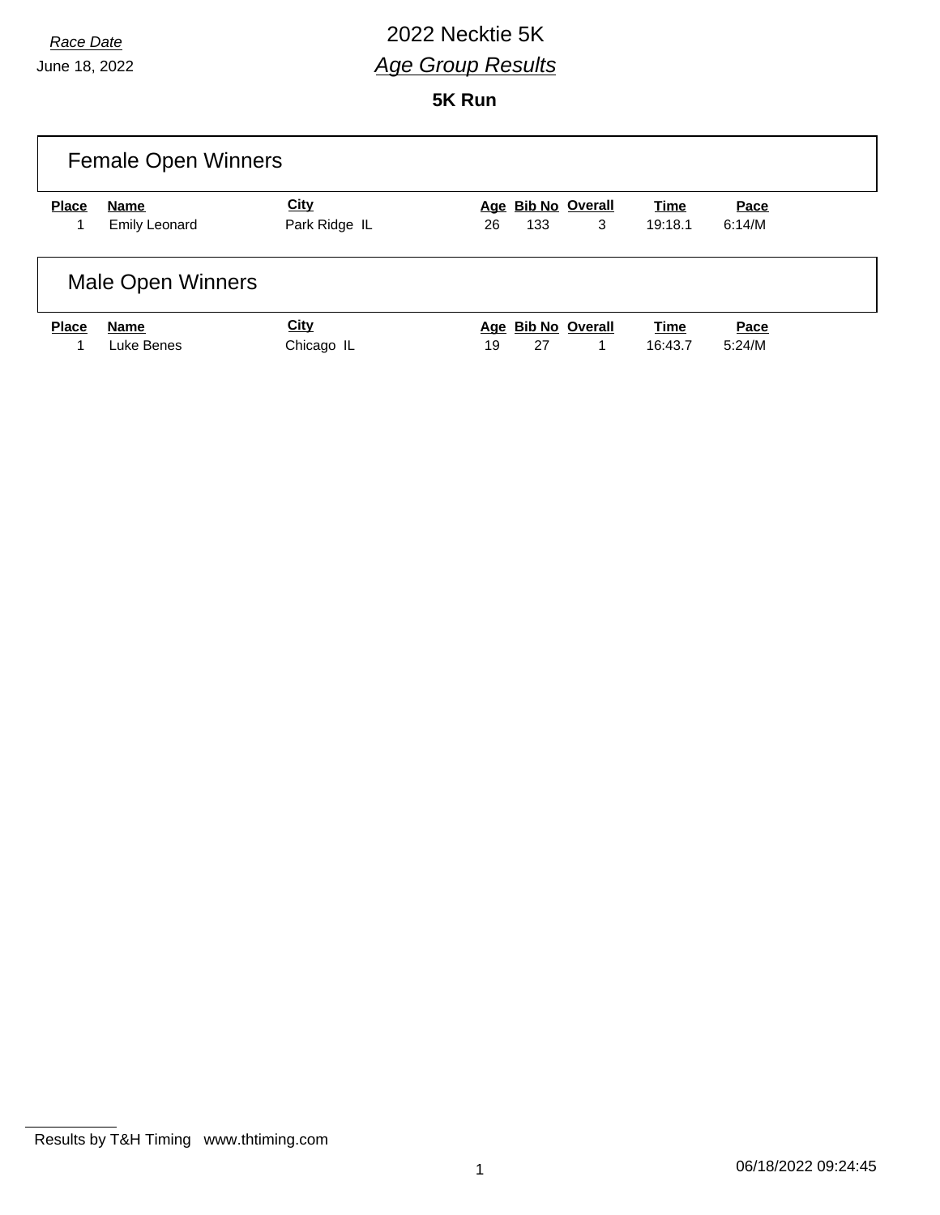*Race Date*

June 18, 2022

# 2022 Necktie 5K

## *Age Group Results*

### 5K Run

## Female Open Winners

| Place | Name | City | Age | Bib No | Overall | Time | Pace |
|---|---|---|---|---|---|---|---|
| 1 | Emily Leonard | Park Ridge IL | 26 | 133 | 3 | 19:18.1 | 6:14/M |

## Male Open Winners

| Place | Name | City | Age | Bib No | Overall | Time | Pace |
|---|---|---|---|---|---|---|---|
| 1 | Luke Benes | Chicago IL | 19 | 27 | 1 | 16:43.7 | 5:24/M |

Results by T&H Timing www.thtiming.com

06/18/2022 09:24:45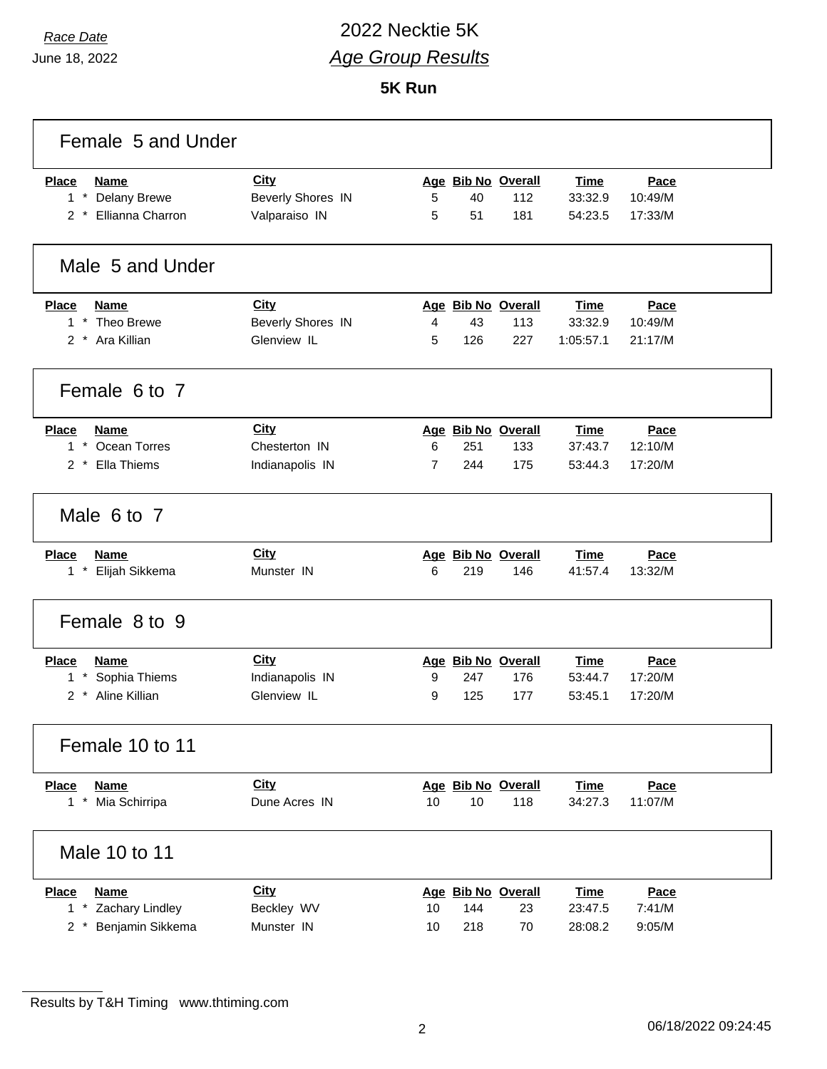Race Date
June 18, 2022

# 2022 Necktie 5K
## *Age Group Results*

**5K Run**

### Female 5 and Under

| Place | Name | City | Age | Bib No | Overall | Time | Pace |
|---|---|---|---|---|---|---|---|
| 1 * | Delany Brewe | Beverly Shores IN | 5 | 40 | 112 | 33:32.9 | 10:49/M |
| 2 * | Ellianna Charron | Valparaiso IN | 5 | 51 | 181 | 54:23.5 | 17:33/M |

### Male 5 and Under

| Place | Name | City | Age | Bib No | Overall | Time | Pace |
|---|---|---|---|---|---|---|---|
| 1 * | Theo Brewe | Beverly Shores IN | 4 | 43 | 113 | 33:32.9 | 10:49/M |
| 2 * | Ara Killian | Glenview IL | 5 | 126 | 227 | 1:05:57.1 | 21:17/M |

### Female 6 to 7

| Place | Name | City | Age | Bib No | Overall | Time | Pace |
|---|---|---|---|---|---|---|---|
| 1 * | Ocean Torres | Chesterton IN | 6 | 251 | 133 | 37:43.7 | 12:10/M |
| 2 * | Ella Thiems | Indianapolis IN | 7 | 244 | 175 | 53:44.3 | 17:20/M |

### Male 6 to 7

| Place | Name | City | Age | Bib No | Overall | Time | Pace |
|---|---|---|---|---|---|---|---|
| 1 * | Elijah Sikkema | Munster IN | 6 | 219 | 146 | 41:57.4 | 13:32/M |

### Female 8 to 9

| Place | Name | City | Age | Bib No | Overall | Time | Pace |
|---|---|---|---|---|---|---|---|
| 1 * | Sophia Thiems | Indianapolis IN | 9 | 247 | 176 | 53:44.7 | 17:20/M |
| 2 * | Aline Killian | Glenview IL | 9 | 125 | 177 | 53:45.1 | 17:20/M |

### Female 10 to 11

| Place | Name | City | Age | Bib No | Overall | Time | Pace |
|---|---|---|---|---|---|---|---|
| 1 * | Mia Schirripa | Dune Acres IN | 10 | 10 | 118 | 34:27.3 | 11:07/M |

### Male 10 to 11

| Place | Name | City | Age | Bib No | Overall | Time | Pace |
|---|---|---|---|---|---|---|---|
| 1 * | Zachary Lindley | Beckley WV | 10 | 144 | 23 | 23:47.5 | 7:41/M |
| 2 * | Benjamin Sikkema | Munster IN | 10 | 218 | 70 | 28:08.2 | 9:05/M |

Results by T&H Timing www.thtiming.com

06/18/2022 09:24:45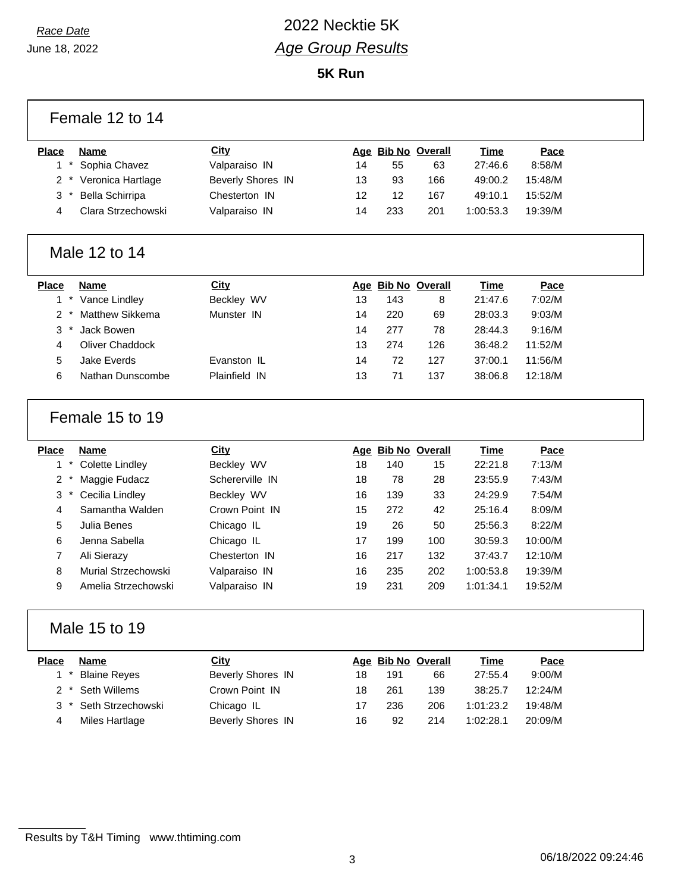Race Date
June 18, 2022

# 2022 Necktie 5K
## *Age Group Results*

### 5K Run

## Female 12 to 14

| Place | Name | City | Age | Bib No | Overall | Time | Pace |
|---|---|---|---|---|---|---|---|
| 1 * | Sophia Chavez | Valparaiso IN | 14 | 55 | 63 | 27:46.6 | 8:58/M |
| 2 * | Veronica Hartlage | Beverly Shores IN | 13 | 93 | 166 | 49:00.2 | 15:48/M |
| 3 * | Bella Schirripa | Chesterton IN | 12 | 12 | 167 | 49:10.1 | 15:52/M |
| 4 | Clara Strzechowski | Valparaiso IN | 14 | 233 | 201 | 1:00:53.3 | 19:39/M |

## Male 12 to 14

| Place | Name | City | Age | Bib No | Overall | Time | Pace |
|---|---|---|---|---|---|---|---|
| 1 * | Vance Lindley | Beckley WV | 13 | 143 | 8 | 21:47.6 | 7:02/M |
| 2 * | Matthew Sikkema | Munster IN | 14 | 220 | 69 | 28:03.3 | 9:03/M |
| 3 * | Jack Bowen | | 14 | 277 | 78 | 28:44.3 | 9:16/M |
| 4 | Oliver Chaddock | | 13 | 274 | 126 | 36:48.2 | 11:52/M |
| 5 | Jake Everds | Evanston IL | 14 | 72 | 127 | 37:00.1 | 11:56/M |
| 6 | Nathan Dunscombe | Plainfield IN | 13 | 71 | 137 | 38:06.8 | 12:18/M |

## Female 15 to 19

| Place | Name | City | Age | Bib No | Overall | Time | Pace |
|---|---|---|---|---|---|---|---|
| 1 * | Colette Lindley | Beckley WV | 18 | 140 | 15 | 22:21.8 | 7:13/M |
| 2 * | Maggie Fudacz | Schererville IN | 18 | 78 | 28 | 23:55.9 | 7:43/M |
| 3 * | Cecilia Lindley | Beckley WV | 16 | 139 | 33 | 24:29.9 | 7:54/M |
| 4 | Samantha Walden | Crown Point IN | 15 | 272 | 42 | 25:16.4 | 8:09/M |
| 5 | Julia Benes | Chicago IL | 19 | 26 | 50 | 25:56.3 | 8:22/M |
| 6 | Jenna Sabella | Chicago IL | 17 | 199 | 100 | 30:59.3 | 10:00/M |
| 7 | Ali Sierazy | Chesterton IN | 16 | 217 | 132 | 37:43.7 | 12:10/M |
| 8 | Murial Strzechowski | Valparaiso IN | 16 | 235 | 202 | 1:00:53.8 | 19:39/M |
| 9 | Amelia Strzechowski | Valparaiso IN | 19 | 231 | 209 | 1:01:34.1 | 19:52/M |

## Male 15 to 19

| Place | Name | City | Age | Bib No | Overall | Time | Pace |
|---|---|---|---|---|---|---|---|
| 1 * | Blaine Reyes | Beverly Shores IN | 18 | 191 | 66 | 27:55.4 | 9:00/M |
| 2 * | Seth Willems | Crown Point IN | 18 | 261 | 139 | 38:25.7 | 12:24/M |
| 3 * | Seth Strzechowski | Chicago IL | 17 | 236 | 206 | 1:01:23.2 | 19:48/M |
| 4 | Miles Hartlage | Beverly Shores IN | 16 | 92 | 214 | 1:02:28.1 | 20:09/M |

Results by T&H Timing www.thtiming.com

06/18/2022 09:24:46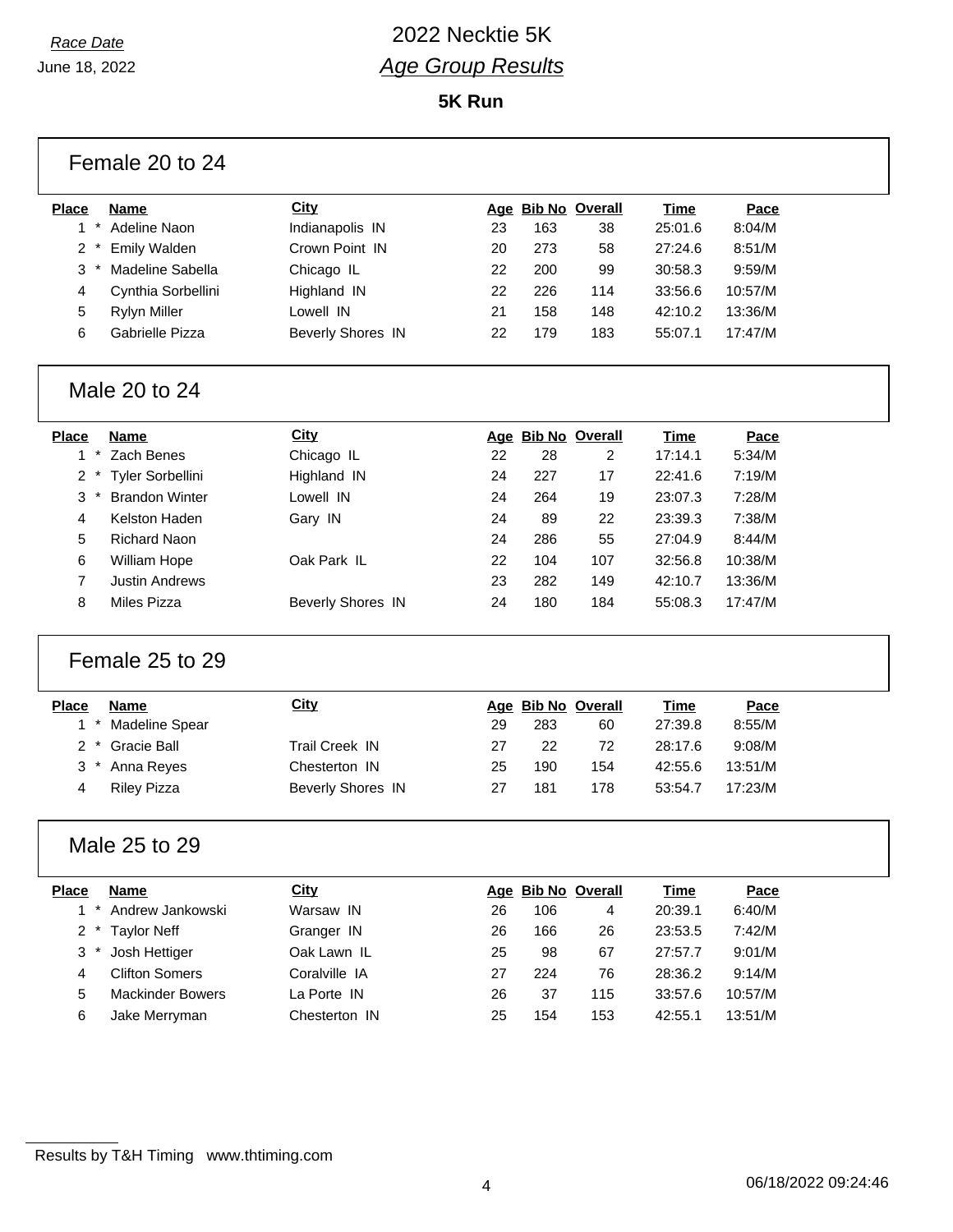*Race Date*

June 18, 2022

# 2022 Necktie 5K

## *Age Group Results*

### 5K Run

## Female 20 to 24

| Place | Name | City | Age | Bib No | Overall | Time | Pace |
|---|---|---|---|---|---|---|---|
| 1 * | Adeline Naon | Indianapolis IN | 23 | 163 | 38 | 25:01.6 | 8:04/M |
| 2 * | Emily Walden | Crown Point IN | 20 | 273 | 58 | 27:24.6 | 8:51/M |
| 3 * | Madeline Sabella | Chicago IL | 22 | 200 | 99 | 30:58.3 | 9:59/M |
| 4 | Cynthia Sorbellini | Highland IN | 22 | 226 | 114 | 33:56.6 | 10:57/M |
| 5 | Rylyn Miller | Lowell IN | 21 | 158 | 148 | 42:10.2 | 13:36/M |
| 6 | Gabrielle Pizza | Beverly Shores IN | 22 | 179 | 183 | 55:07.1 | 17:47/M |

## Male 20 to 24

| Place | Name | City | Age | Bib No | Overall | Time | Pace |
|---|---|---|---|---|---|---|---|
| 1 * | Zach Benes | Chicago IL | 22 | 28 | 2 | 17:14.1 | 5:34/M |
| 2 * | Tyler Sorbellini | Highland IN | 24 | 227 | 17 | 22:41.6 | 7:19/M |
| 3 * | Brandon Winter | Lowell IN | 24 | 264 | 19 | 23:07.3 | 7:28/M |
| 4 | Kelston Haden | Gary IN | 24 | 89 | 22 | 23:39.3 | 7:38/M |
| 5 | Richard Naon | | 24 | 286 | 55 | 27:04.9 | 8:44/M |
| 6 | William Hope | Oak Park IL | 22 | 104 | 107 | 32:56.8 | 10:38/M |
| 7 | Justin Andrews | | 23 | 282 | 149 | 42:10.7 | 13:36/M |
| 8 | Miles Pizza | Beverly Shores IN | 24 | 180 | 184 | 55:08.3 | 17:47/M |

## Female 25 to 29

| Place | Name | City | Age | Bib No | Overall | Time | Pace |
|---|---|---|---|---|---|---|---|
| 1 * | Madeline Spear | | 29 | 283 | 60 | 27:39.8 | 8:55/M |
| 2 * | Gracie Ball | Trail Creek IN | 27 | 22 | 72 | 28:17.6 | 9:08/M |
| 3 * | Anna Reyes | Chesterton IN | 25 | 190 | 154 | 42:55.6 | 13:51/M |
| 4 | Riley Pizza | Beverly Shores IN | 27 | 181 | 178 | 53:54.7 | 17:23/M |

## Male 25 to 29

| Place | Name | City | Age | Bib No | Overall | Time | Pace |
|---|---|---|---|---|---|---|---|
| 1 * | Andrew Jankowski | Warsaw IN | 26 | 106 | 4 | 20:39.1 | 6:40/M |
| 2 * | Taylor Neff | Granger IN | 26 | 166 | 26 | 23:53.5 | 7:42/M |
| 3 * | Josh Hettiger | Oak Lawn IL | 25 | 98 | 67 | 27:57.7 | 9:01/M |
| 4 | Clifton Somers | Coralville IA | 27 | 224 | 76 | 28:36.2 | 9:14/M |
| 5 | Mackinder Bowers | La Porte IN | 26 | 37 | 115 | 33:57.6 | 10:57/M |
| 6 | Jake Merryman | Chesterton IN | 25 | 154 | 153 | 42:55.1 | 13:51/M |

Results by T&H Timing www.thtiming.com

06/18/2022 09:24:46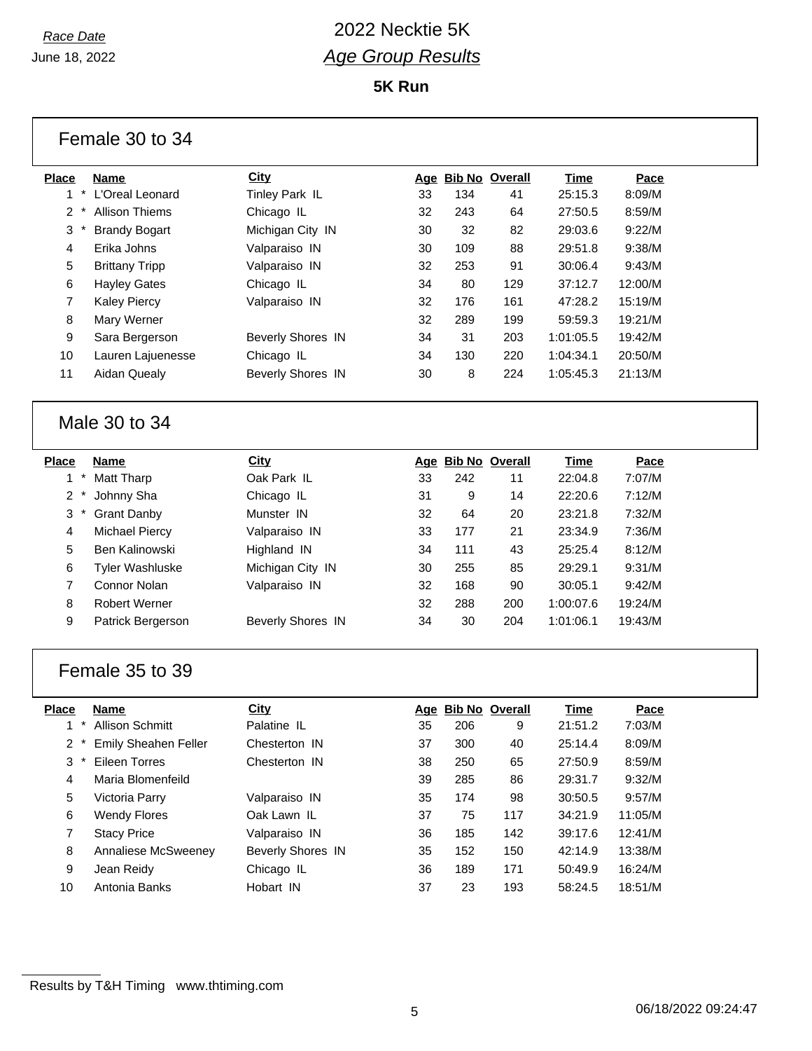*Race Date*

June 18, 2022

# 2022 Necktie 5K

## *Age Group Results*

### 5K Run

## Female 30 to 34

| Place | Name | City | Age | Bib No | Overall | Time | Pace |
|---|---|---|---|---|---|---|---|
| 1 * | L'Oreal Leonard | Tinley Park IL | 33 | 134 | 41 | 25:15.3 | 8:09/M |
| 2 * | Allison Thiems | Chicago IL | 32 | 243 | 64 | 27:50.5 | 8:59/M |
| 3 * | Brandy Bogart | Michigan City IN | 30 | 32 | 82 | 29:03.6 | 9:22/M |
| 4 | Erika Johns | Valparaiso IN | 30 | 109 | 88 | 29:51.8 | 9:38/M |
| 5 | Brittany Tripp | Valparaiso IN | 32 | 253 | 91 | 30:06.4 | 9:43/M |
| 6 | Hayley Gates | Chicago IL | 34 | 80 | 129 | 37:12.7 | 12:00/M |
| 7 | Kaley Piercy | Valparaiso IN | 32 | 176 | 161 | 47:28.2 | 15:19/M |
| 8 | Mary Werner | | 32 | 289 | 199 | 59:59.3 | 19:21/M |
| 9 | Sara Bergerson | Beverly Shores IN | 34 | 31 | 203 | 1:01:05.5 | 19:42/M |
| 10 | Lauren Lajuenesse | Chicago IL | 34 | 130 | 220 | 1:04:34.1 | 20:50/M |
| 11 | Aidan Quealy | Beverly Shores IN | 30 | 8 | 224 | 1:05:45.3 | 21:13/M |

## Male 30 to 34

| Place | Name | City | Age | Bib No | Overall | Time | Pace |
|---|---|---|---|---|---|---|---|
| 1 * | Matt Tharp | Oak Park IL | 33 | 242 | 11 | 22:04.8 | 7:07/M |
| 2 * | Johnny Sha | Chicago IL | 31 | 9 | 14 | 22:20.6 | 7:12/M |
| 3 * | Grant Danby | Munster IN | 32 | 64 | 20 | 23:21.8 | 7:32/M |
| 4 | Michael Piercy | Valparaiso IN | 33 | 177 | 21 | 23:34.9 | 7:36/M |
| 5 | Ben Kalinowski | Highland IN | 34 | 111 | 43 | 25:25.4 | 8:12/M |
| 6 | Tyler Washluske | Michigan City IN | 30 | 255 | 85 | 29:29.1 | 9:31/M |
| 7 | Connor Nolan | Valparaiso IN | 32 | 168 | 90 | 30:05.1 | 9:42/M |
| 8 | Robert Werner | | 32 | 288 | 200 | 1:00:07.6 | 19:24/M |
| 9 | Patrick Bergerson | Beverly Shores IN | 34 | 30 | 204 | 1:01:06.1 | 19:43/M |

## Female 35 to 39

| Place | Name | City | Age | Bib No | Overall | Time | Pace |
|---|---|---|---|---|---|---|---|
| 1 * | Allison Schmitt | Palatine IL | 35 | 206 | 9 | 21:51.2 | 7:03/M |
| 2 * | Emily Sheahen Feller | Chesterton IN | 37 | 300 | 40 | 25:14.4 | 8:09/M |
| 3 * | Eileen Torres | Chesterton IN | 38 | 250 | 65 | 27:50.9 | 8:59/M |
| 4 | Maria Blomenfeild | | 39 | 285 | 86 | 29:31.7 | 9:32/M |
| 5 | Victoria Parry | Valparaiso IN | 35 | 174 | 98 | 30:50.5 | 9:57/M |
| 6 | Wendy Flores | Oak Lawn IL | 37 | 75 | 117 | 34:21.9 | 11:05/M |
| 7 | Stacy Price | Valparaiso IN | 36 | 185 | 142 | 39:17.6 | 12:41/M |
| 8 | Annaliese McSweeney | Beverly Shores IN | 35 | 152 | 150 | 42:14.9 | 13:38/M |
| 9 | Jean Reidy | Chicago IL | 36 | 189 | 171 | 50:49.9 | 16:24/M |
| 10 | Antonia Banks | Hobart IN | 37 | 23 | 193 | 58:24.5 | 18:51/M |

Results by T&H Timing www.thtiming.com

06/18/2022 09:24:47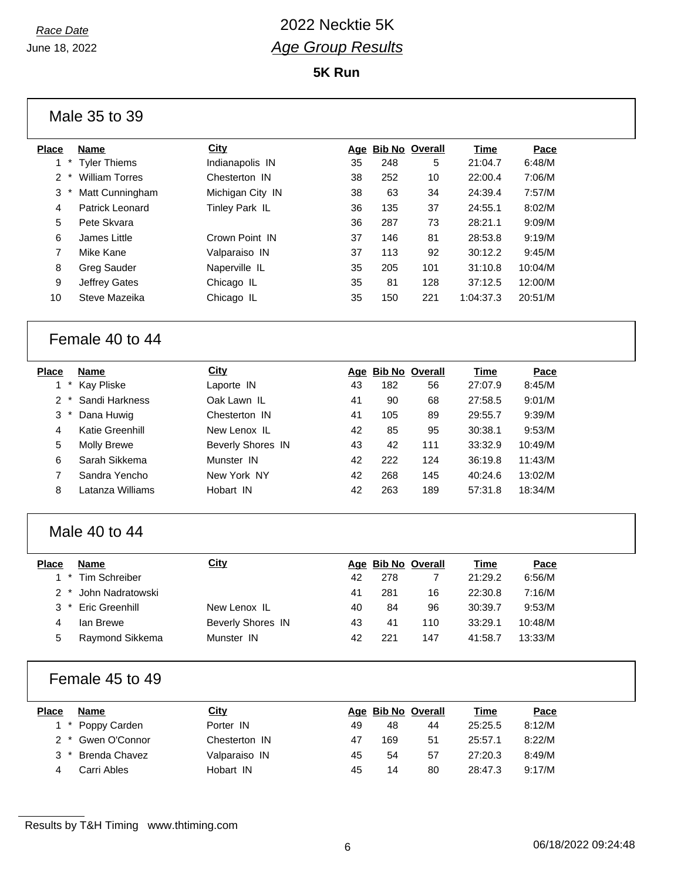Race Date
June 18, 2022

# 2022 Necktie 5K

## *Age Group Results*

### 5K Run

### Male 35 to 39

| Place | Name | City | Age | Bib No | Overall | Time | Pace |
|---|---|---|---|---|---|---|---|
| 1 * | Tyler Thiems | Indianapolis IN | 35 | 248 | 5 | 21:04.7 | 6:48/M |
| 2 * | William Torres | Chesterton IN | 38 | 252 | 10 | 22:00.4 | 7:06/M |
| 3 * | Matt Cunningham | Michigan City IN | 38 | 63 | 34 | 24:39.4 | 7:57/M |
| 4 | Patrick Leonard | Tinley Park IL | 36 | 135 | 37 | 24:55.1 | 8:02/M |
| 5 | Pete Skvara | | 36 | 287 | 73 | 28:21.1 | 9:09/M |
| 6 | James Little | Crown Point IN | 37 | 146 | 81 | 28:53.8 | 9:19/M |
| 7 | Mike Kane | Valparaiso IN | 37 | 113 | 92 | 30:12.2 | 9:45/M |
| 8 | Greg Sauder | Naperville IL | 35 | 205 | 101 | 31:10.8 | 10:04/M |
| 9 | Jeffrey Gates | Chicago IL | 35 | 81 | 128 | 37:12.5 | 12:00/M |
| 10 | Steve Mazeika | Chicago IL | 35 | 150 | 221 | 1:04:37.3 | 20:51/M |

### Female 40 to 44

| Place | Name | City | Age | Bib No | Overall | Time | Pace |
|---|---|---|---|---|---|---|---|
| 1 * | Kay Pliske | Laporte IN | 43 | 182 | 56 | 27:07.9 | 8:45/M |
| 2 * | Sandi Harkness | Oak Lawn IL | 41 | 90 | 68 | 27:58.5 | 9:01/M |
| 3 * | Dana Huwig | Chesterton IN | 41 | 105 | 89 | 29:55.7 | 9:39/M |
| 4 | Katie Greenhill | New Lenox IL | 42 | 85 | 95 | 30:38.1 | 9:53/M |
| 5 | Molly Brewe | Beverly Shores IN | 43 | 42 | 111 | 33:32.9 | 10:49/M |
| 6 | Sarah Sikkema | Munster IN | 42 | 222 | 124 | 36:19.8 | 11:43/M |
| 7 | Sandra Yencho | New York NY | 42 | 268 | 145 | 40:24.6 | 13:02/M |
| 8 | Latanza Williams | Hobart IN | 42 | 263 | 189 | 57:31.8 | 18:34/M |

### Male 40 to 44

| Place | Name | City | Age | Bib No | Overall | Time | Pace |
|---|---|---|---|---|---|---|---|
| 1 * | Tim Schreiber | | 42 | 278 | 7 | 21:29.2 | 6:56/M |
| 2 * | John Nadratowski | | 41 | 281 | 16 | 22:30.8 | 7:16/M |
| 3 * | Eric Greenhill | New Lenox IL | 40 | 84 | 96 | 30:39.7 | 9:53/M |
| 4 | Ian Brewe | Beverly Shores IN | 43 | 41 | 110 | 33:29.1 | 10:48/M |
| 5 | Raymond Sikkema | Munster IN | 42 | 221 | 147 | 41:58.7 | 13:33/M |

### Female 45 to 49

| Place | Name | City | Age | Bib No | Overall | Time | Pace |
|---|---|---|---|---|---|---|---|
| 1 * | Poppy Carden | Porter IN | 49 | 48 | 44 | 25:25.5 | 8:12/M |
| 2 * | Gwen O'Connor | Chesterton IN | 47 | 169 | 51 | 25:57.1 | 8:22/M |
| 3 * | Brenda Chavez | Valparaiso IN | 45 | 54 | 57 | 27:20.3 | 8:49/M |
| 4 | Carri Ables | Hobart IN | 45 | 14 | 80 | 28:47.3 | 9:17/M |

Results by T&H Timing www.thtiming.com

06/18/2022 09:24:48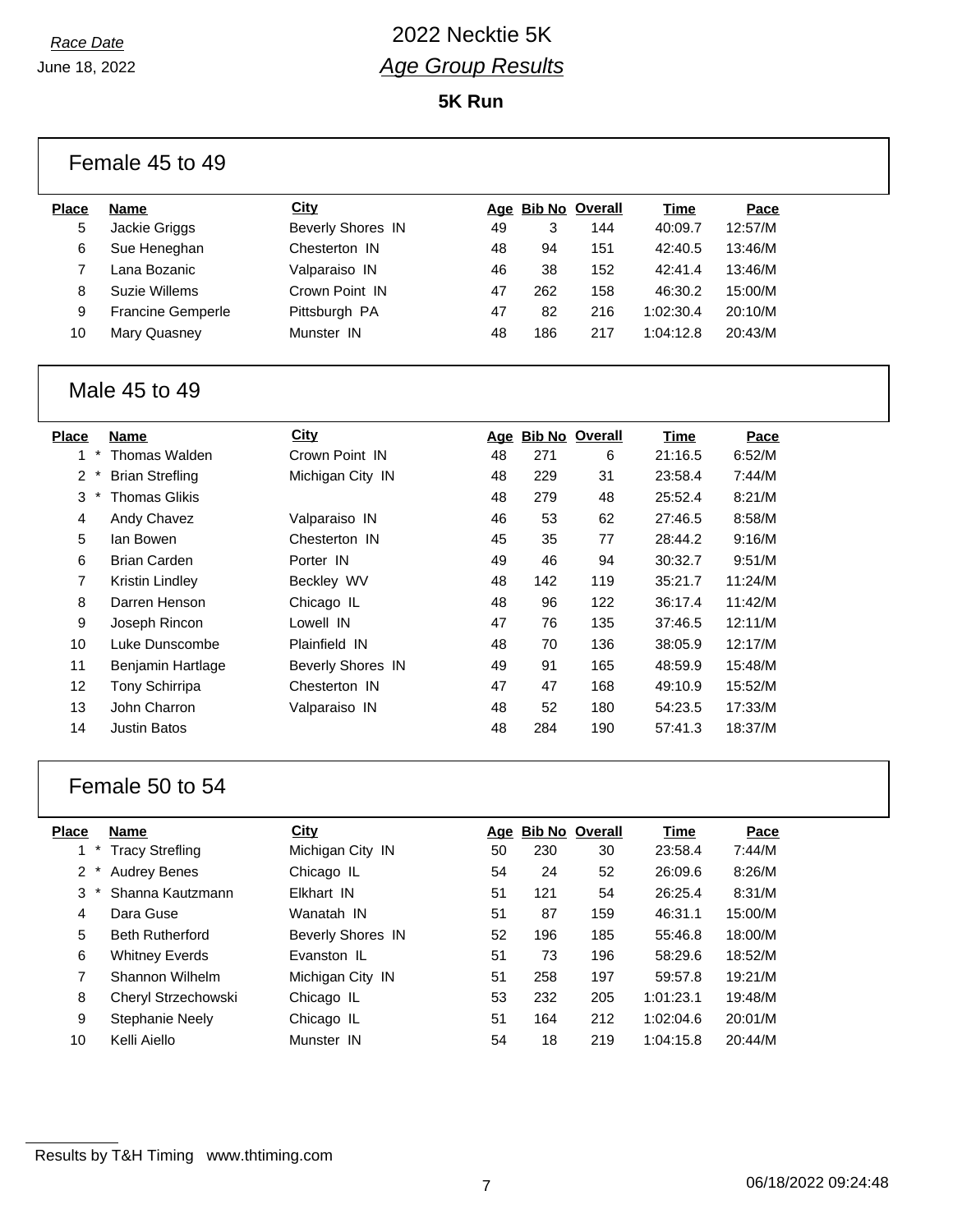Race Date

June 18, 2022

# 2022 Necktie 5K

## *Age Group Results*

### 5K Run

### Female 45 to 49

| Place | Name | City | Age | Bib No | Overall | Time | Pace |
|---|---|---|---|---|---|---|---|
| 5 | Jackie Griggs | Beverly Shores IN | 49 | 3 | 144 | 40:09.7 | 12:57/M |
| 6 | Sue Heneghan | Chesterton IN | 48 | 94 | 151 | 42:40.5 | 13:46/M |
| 7 | Lana Bozanic | Valparaiso IN | 46 | 38 | 152 | 42:41.4 | 13:46/M |
| 8 | Suzie Willems | Crown Point IN | 47 | 262 | 158 | 46:30.2 | 15:00/M |
| 9 | Francine Gemperle | Pittsburgh PA | 47 | 82 | 216 | 1:02:30.4 | 20:10/M |
| 10 | Mary Quasney | Munster IN | 48 | 186 | 217 | 1:04:12.8 | 20:43/M |

### Male 45 to 49

| Place | Name | City | Age | Bib No | Overall | Time | Pace |
|---|---|---|---|---|---|---|---|
| 1 * | Thomas Walden | Crown Point IN | 48 | 271 | 6 | 21:16.5 | 6:52/M |
| 2 * | Brian Strefling | Michigan City IN | 48 | 229 | 31 | 23:58.4 | 7:44/M |
| 3 * | Thomas Glikis | | 48 | 279 | 48 | 25:52.4 | 8:21/M |
| 4 | Andy Chavez | Valparaiso IN | 46 | 53 | 62 | 27:46.5 | 8:58/M |
| 5 | Ian Bowen | Chesterton IN | 45 | 35 | 77 | 28:44.2 | 9:16/M |
| 6 | Brian Carden | Porter IN | 49 | 46 | 94 | 30:32.7 | 9:51/M |
| 7 | Kristin Lindley | Beckley WV | 48 | 142 | 119 | 35:21.7 | 11:24/M |
| 8 | Darren Henson | Chicago IL | 48 | 96 | 122 | 36:17.4 | 11:42/M |
| 9 | Joseph Rincon | Lowell IN | 47 | 76 | 135 | 37:46.5 | 12:11/M |
| 10 | Luke Dunscombe | Plainfield IN | 48 | 70 | 136 | 38:05.9 | 12:17/M |
| 11 | Benjamin Hartlage | Beverly Shores IN | 49 | 91 | 165 | 48:59.9 | 15:48/M |
| 12 | Tony Schirripa | Chesterton IN | 47 | 47 | 168 | 49:10.9 | 15:52/M |
| 13 | John Charron | Valparaiso IN | 48 | 52 | 180 | 54:23.5 | 17:33/M |
| 14 | Justin Batos | | 48 | 284 | 190 | 57:41.3 | 18:37/M |

### Female 50 to 54

| Place | Name | City | Age | Bib No | Overall | Time | Pace |
|---|---|---|---|---|---|---|---|
| 1 * | Tracy Strefling | Michigan City IN | 50 | 230 | 30 | 23:58.4 | 7:44/M |
| 2 * | Audrey Benes | Chicago IL | 54 | 24 | 52 | 26:09.6 | 8:26/M |
| 3 * | Shanna Kautzmann | Elkhart IN | 51 | 121 | 54 | 26:25.4 | 8:31/M |
| 4 | Dara Guse | Wanatah IN | 51 | 87 | 159 | 46:31.1 | 15:00/M |
| 5 | Beth Rutherford | Beverly Shores IN | 52 | 196 | 185 | 55:46.8 | 18:00/M |
| 6 | Whitney Everds | Evanston IL | 51 | 73 | 196 | 58:29.6 | 18:52/M |
| 7 | Shannon Wilhelm | Michigan City IN | 51 | 258 | 197 | 59:57.8 | 19:21/M |
| 8 | Cheryl Strzechowski | Chicago IL | 53 | 232 | 205 | 1:01:23.1 | 19:48/M |
| 9 | Stephanie Neely | Chicago IL | 51 | 164 | 212 | 1:02:04.6 | 20:01/M |
| 10 | Kelli Aiello | Munster IN | 54 | 18 | 219 | 1:04:15.8 | 20:44/M |

Results by T&H Timing www.thtiming.com

06/18/2022 09:24:48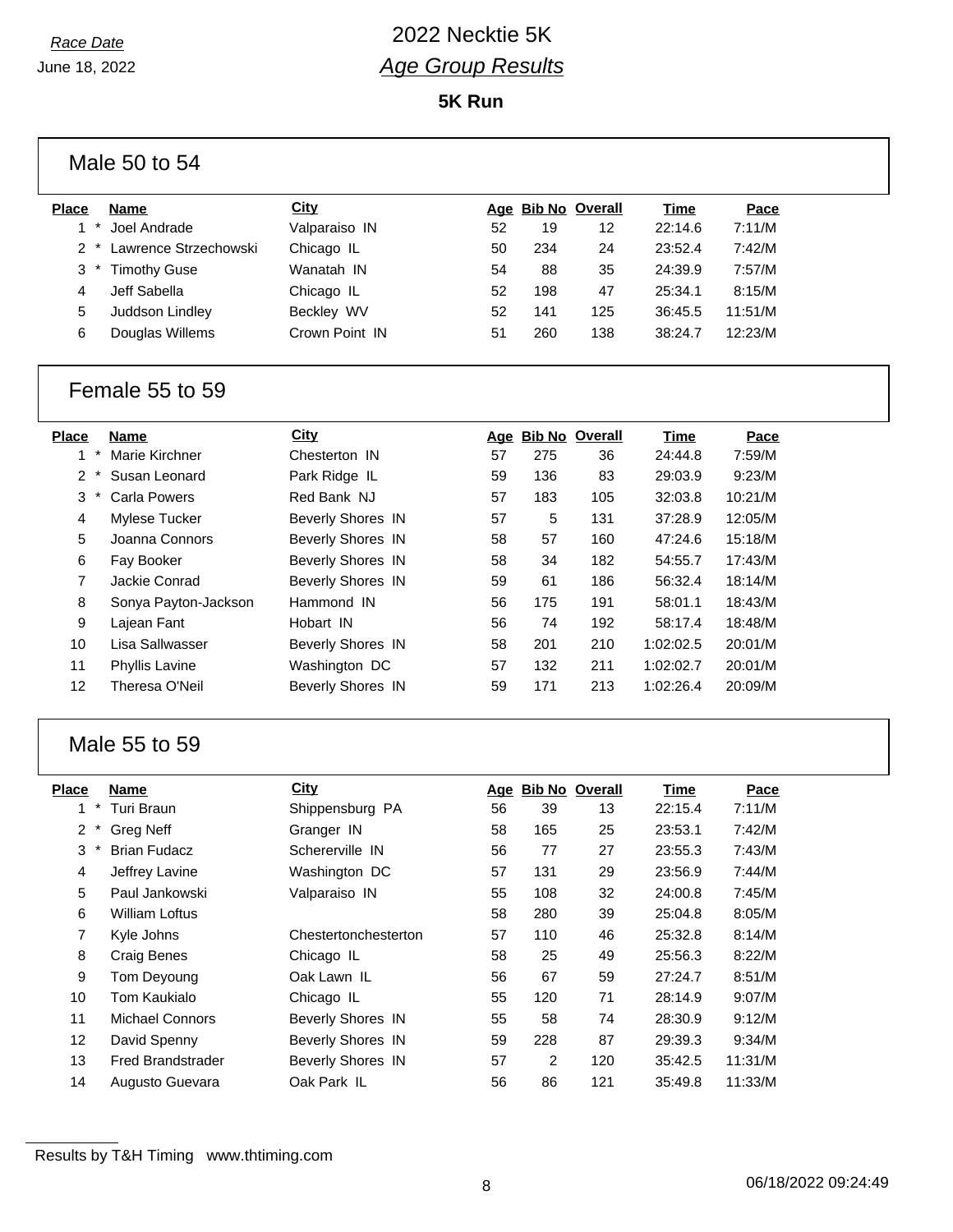Race Date
June 18, 2022

# 2022 Necktie 5K
## Age Group Results
### 5K Run

## Male 50 to 54

| Place | Name | City | Age | Bib No | Overall | Time | Pace |
|---|---|---|---|---|---|---|---|
| 1 * | Joel Andrade | Valparaiso IN | 52 | 19 | 12 | 22:14.6 | 7:11/M |
| 2 * | Lawrence Strzechowski | Chicago IL | 50 | 234 | 24 | 23:52.4 | 7:42/M |
| 3 * | Timothy Guse | Wanatah IN | 54 | 88 | 35 | 24:39.9 | 7:57/M |
| 4 | Jeff Sabella | Chicago IL | 52 | 198 | 47 | 25:34.1 | 8:15/M |
| 5 | Juddson Lindley | Beckley WV | 52 | 141 | 125 | 36:45.5 | 11:51/M |
| 6 | Douglas Willems | Crown Point IN | 51 | 260 | 138 | 38:24.7 | 12:23/M |

## Female 55 to 59

| Place | Name | City | Age | Bib No | Overall | Time | Pace |
|---|---|---|---|---|---|---|---|
| 1 * | Marie Kirchner | Chesterton IN | 57 | 275 | 36 | 24:44.8 | 7:59/M |
| 2 * | Susan Leonard | Park Ridge IL | 59 | 136 | 83 | 29:03.9 | 9:23/M |
| 3 * | Carla Powers | Red Bank NJ | 57 | 183 | 105 | 32:03.8 | 10:21/M |
| 4 | Mylese Tucker | Beverly Shores IN | 57 | 5 | 131 | 37:28.9 | 12:05/M |
| 5 | Joanna Connors | Beverly Shores IN | 58 | 57 | 160 | 47:24.6 | 15:18/M |
| 6 | Fay Booker | Beverly Shores IN | 58 | 34 | 182 | 54:55.7 | 17:43/M |
| 7 | Jackie Conrad | Beverly Shores IN | 59 | 61 | 186 | 56:32.4 | 18:14/M |
| 8 | Sonya Payton-Jackson | Hammond IN | 56 | 175 | 191 | 58:01.1 | 18:43/M |
| 9 | Lajean Fant | Hobart IN | 56 | 74 | 192 | 58:17.4 | 18:48/M |
| 10 | Lisa Sallwasser | Beverly Shores IN | 58 | 201 | 210 | 1:02:02.5 | 20:01/M |
| 11 | Phyllis Lavine | Washington DC | 57 | 132 | 211 | 1:02:02.7 | 20:01/M |
| 12 | Theresa O'Neil | Beverly Shores IN | 59 | 171 | 213 | 1:02:26.4 | 20:09/M |

## Male 55 to 59

| Place | Name | City | Age | Bib No | Overall | Time | Pace |
|---|---|---|---|---|---|---|---|
| 1 * | Turi Braun | Shippensburg PA | 56 | 39 | 13 | 22:15.4 | 7:11/M |
| 2 * | Greg Neff | Granger IN | 58 | 165 | 25 | 23:53.1 | 7:42/M |
| 3 * | Brian Fudacz | Schererville IN | 56 | 77 | 27 | 23:55.3 | 7:43/M |
| 4 | Jeffrey Lavine | Washington DC | 57 | 131 | 29 | 23:56.9 | 7:44/M |
| 5 | Paul Jankowski | Valparaiso IN | 55 | 108 | 32 | 24:00.8 | 7:45/M |
| 6 | William Loftus | | 58 | 280 | 39 | 25:04.8 | 8:05/M |
| 7 | Kyle Johns | Chestertonchesterton | 57 | 110 | 46 | 25:32.8 | 8:14/M |
| 8 | Craig Benes | Chicago IL | 58 | 25 | 49 | 25:56.3 | 8:22/M |
| 9 | Tom Deyoung | Oak Lawn IL | 56 | 67 | 59 | 27:24.7 | 8:51/M |
| 10 | Tom Kaukialo | Chicago IL | 55 | 120 | 71 | 28:14.9 | 9:07/M |
| 11 | Michael Connors | Beverly Shores IN | 55 | 58 | 74 | 28:30.9 | 9:12/M |
| 12 | David Spenny | Beverly Shores IN | 59 | 228 | 87 | 29:39.3 | 9:34/M |
| 13 | Fred Brandstrader | Beverly Shores IN | 57 | 2 | 120 | 35:42.5 | 11:31/M |
| 14 | Augusto Guevara | Oak Park IL | 56 | 86 | 121 | 35:49.8 | 11:33/M |

Results by T&H Timing www.thtiming.com

06/18/2022 09:24:49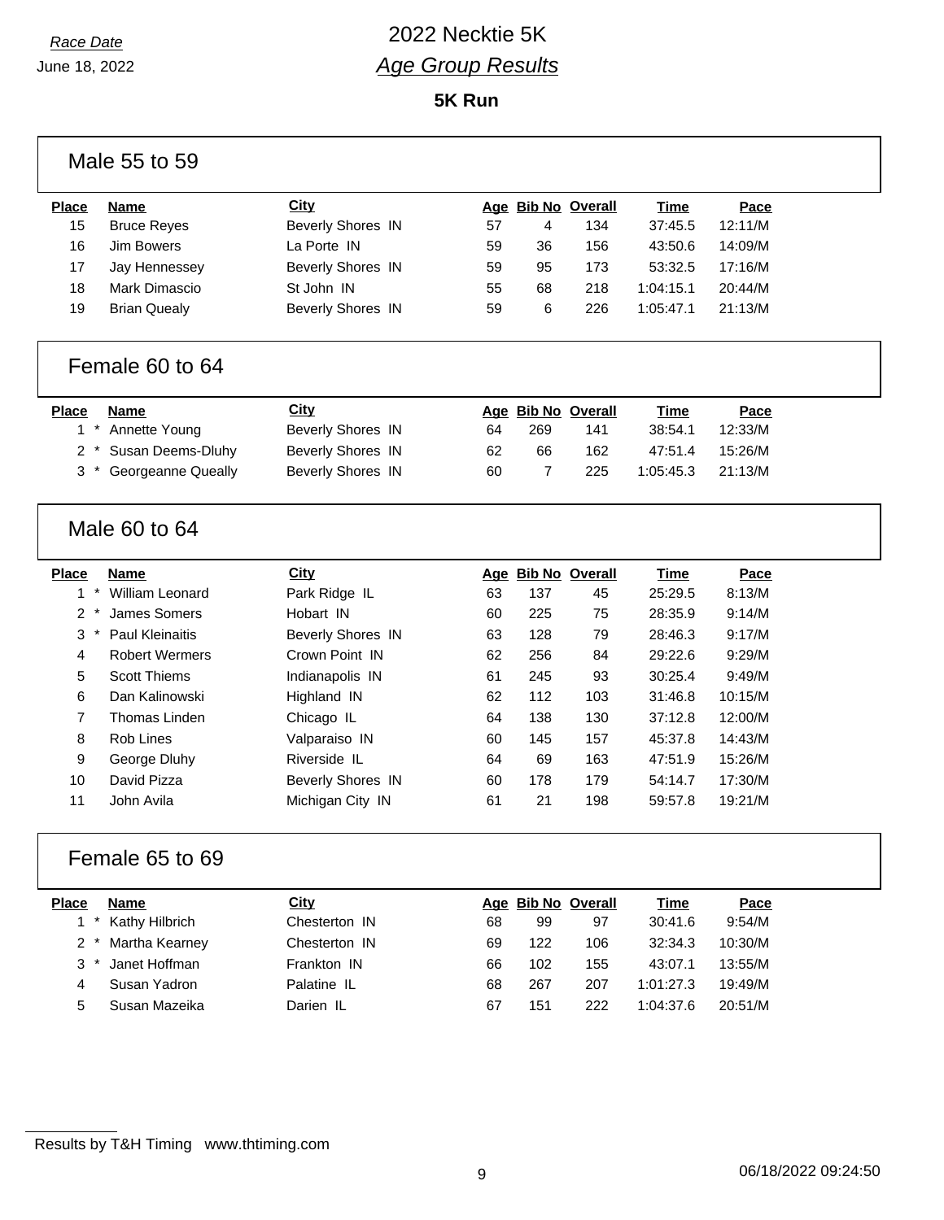# 2022 Necktie 5K

## *Age Group Results*

*Race Date*
June 18, 2022

**5K Run**

### Male 55 to 59

| Place | Name | City | Age | Bib No | Overall | Time | Pace |
|---|---|---|---|---|---|---|---|
| 15 | Bruce Reyes | Beverly Shores IN | 57 | 4 | 134 | 37:45.5 | 12:11/M |
| 16 | Jim Bowers | La Porte IN | 59 | 36 | 156 | 43:50.6 | 14:09/M |
| 17 | Jay Hennessey | Beverly Shores IN | 59 | 95 | 173 | 53:32.5 | 17:16/M |
| 18 | Mark Dimascio | St John IN | 55 | 68 | 218 | 1:04:15.1 | 20:44/M |
| 19 | Brian Quealy | Beverly Shores IN | 59 | 6 | 226 | 1:05:47.1 | 21:13/M |

### Female 60 to 64

| Place | Name | City | Age | Bib No | Overall | Time | Pace |
|---|---|---|---|---|---|---|---|
| 1 * | Annette Young | Beverly Shores IN | 64 | 269 | 141 | 38:54.1 | 12:33/M |
| 2 * | Susan Deems-Dluhy | Beverly Shores IN | 62 | 66 | 162 | 47:51.4 | 15:26/M |
| 3 * | Georgeanne Queally | Beverly Shores IN | 60 | 7 | 225 | 1:05:45.3 | 21:13/M |

### Male 60 to 64

| Place | Name | City | Age | Bib No | Overall | Time | Pace |
|---|---|---|---|---|---|---|---|
| 1 * | William Leonard | Park Ridge IL | 63 | 137 | 45 | 25:29.5 | 8:13/M |
| 2 * | James Somers | Hobart IN | 60 | 225 | 75 | 28:35.9 | 9:14/M |
| 3 * | Paul Kleinaitis | Beverly Shores IN | 63 | 128 | 79 | 28:46.3 | 9:17/M |
| 4 | Robert Wermers | Crown Point IN | 62 | 256 | 84 | 29:22.6 | 9:29/M |
| 5 | Scott Thiems | Indianapolis IN | 61 | 245 | 93 | 30:25.4 | 9:49/M |
| 6 | Dan Kalinowski | Highland IN | 62 | 112 | 103 | 31:46.8 | 10:15/M |
| 7 | Thomas Linden | Chicago IL | 64 | 138 | 130 | 37:12.8 | 12:00/M |
| 8 | Rob Lines | Valparaiso IN | 60 | 145 | 157 | 45:37.8 | 14:43/M |
| 9 | George Dluhy | Riverside IL | 64 | 69 | 163 | 47:51.9 | 15:26/M |
| 10 | David Pizza | Beverly Shores IN | 60 | 178 | 179 | 54:14.7 | 17:30/M |
| 11 | John Avila | Michigan City IN | 61 | 21 | 198 | 59:57.8 | 19:21/M |

### Female 65 to 69

| Place | Name | City | Age | Bib No | Overall | Time | Pace |
|---|---|---|---|---|---|---|---|
| 1 * | Kathy Hilbrich | Chesterton IN | 68 | 99 | 97 | 30:41.6 | 9:54/M |
| 2 * | Martha Kearney | Chesterton IN | 69 | 122 | 106 | 32:34.3 | 10:30/M |
| 3 * | Janet Hoffman | Frankton IN | 66 | 102 | 155 | 43:07.1 | 13:55/M |
| 4 | Susan Yadron | Palatine IL | 68 | 267 | 207 | 1:01:27.3 | 19:49/M |
| 5 | Susan Mazeika | Darien IL | 67 | 151 | 222 | 1:04:37.6 | 20:51/M |

Results by T&H Timing www.thtiming.com

06/18/2022 09:24:50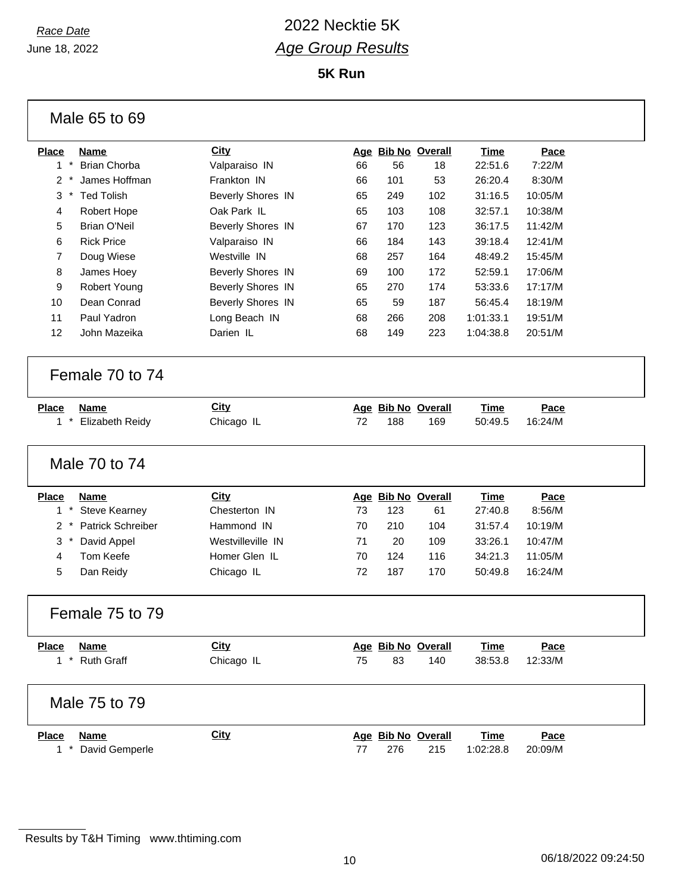# 2022 Necktie 5K

## *Age Group Results*

Race Date
June 18, 2022

### 5K Run

#### Male 65 to 69

| Place | Name | City | Age | Bib No | Overall | Time | Pace |
|---|---|---|---|---|---|---|---|
| 1 * | Brian Chorba | Valparaiso IN | 66 | 56 | 18 | 22:51.6 | 7:22/M |
| 2 * | James Hoffman | Frankton IN | 66 | 101 | 53 | 26:20.4 | 8:30/M |
| 3 * | Ted Tolish | Beverly Shores IN | 65 | 249 | 102 | 31:16.5 | 10:05/M |
| 4 | Robert Hope | Oak Park IL | 65 | 103 | 108 | 32:57.1 | 10:38/M |
| 5 | Brian O'Neil | Beverly Shores IN | 67 | 170 | 123 | 36:17.5 | 11:42/M |
| 6 | Rick Price | Valparaiso IN | 66 | 184 | 143 | 39:18.4 | 12:41/M |
| 7 | Doug Wiese | Westville IN | 68 | 257 | 164 | 48:49.2 | 15:45/M |
| 8 | James Hoey | Beverly Shores IN | 69 | 100 | 172 | 52:59.1 | 17:06/M |
| 9 | Robert Young | Beverly Shores IN | 65 | 270 | 174 | 53:33.6 | 17:17/M |
| 10 | Dean Conrad | Beverly Shores IN | 65 | 59 | 187 | 56:45.4 | 18:19/M |
| 11 | Paul Yadron | Long Beach IN | 68 | 266 | 208 | 1:01:33.1 | 19:51/M |
| 12 | John Mazeika | Darien IL | 68 | 149 | 223 | 1:04:38.8 | 20:51/M |

#### Female 70 to 74

| Place | Name | City | Age | Bib No | Overall | Time | Pace |
|---|---|---|---|---|---|---|---|
| 1 * | Elizabeth Reidy | Chicago IL | 72 | 188 | 169 | 50:49.5 | 16:24/M |

#### Male 70 to 74

| Place | Name | City | Age | Bib No | Overall | Time | Pace |
|---|---|---|---|---|---|---|---|
| 1 * | Steve Kearney | Chesterton IN | 73 | 123 | 61 | 27:40.8 | 8:56/M |
| 2 * | Patrick Schreiber | Hammond IN | 70 | 210 | 104 | 31:57.4 | 10:19/M |
| 3 * | David Appel | Westvilleville IN | 71 | 20 | 109 | 33:26.1 | 10:47/M |
| 4 | Tom Keefe | Homer Glen IL | 70 | 124 | 116 | 34:21.3 | 11:05/M |
| 5 | Dan Reidy | Chicago IL | 72 | 187 | 170 | 50:49.8 | 16:24/M |

#### Female 75 to 79

| Place | Name | City | Age | Bib No | Overall | Time | Pace |
|---|---|---|---|---|---|---|---|
| 1 * | Ruth Graff | Chicago IL | 75 | 83 | 140 | 38:53.8 | 12:33/M |

#### Male 75 to 79

| Place | Name | City | Age | Bib No | Overall | Time | Pace |
|---|---|---|---|---|---|---|---|
| 1 * | David Gemperle | | 77 | 276 | 215 | 1:02:28.8 | 20:09/M |

Results by T&H Timing www.thtiming.com

06/18/2022 09:24:50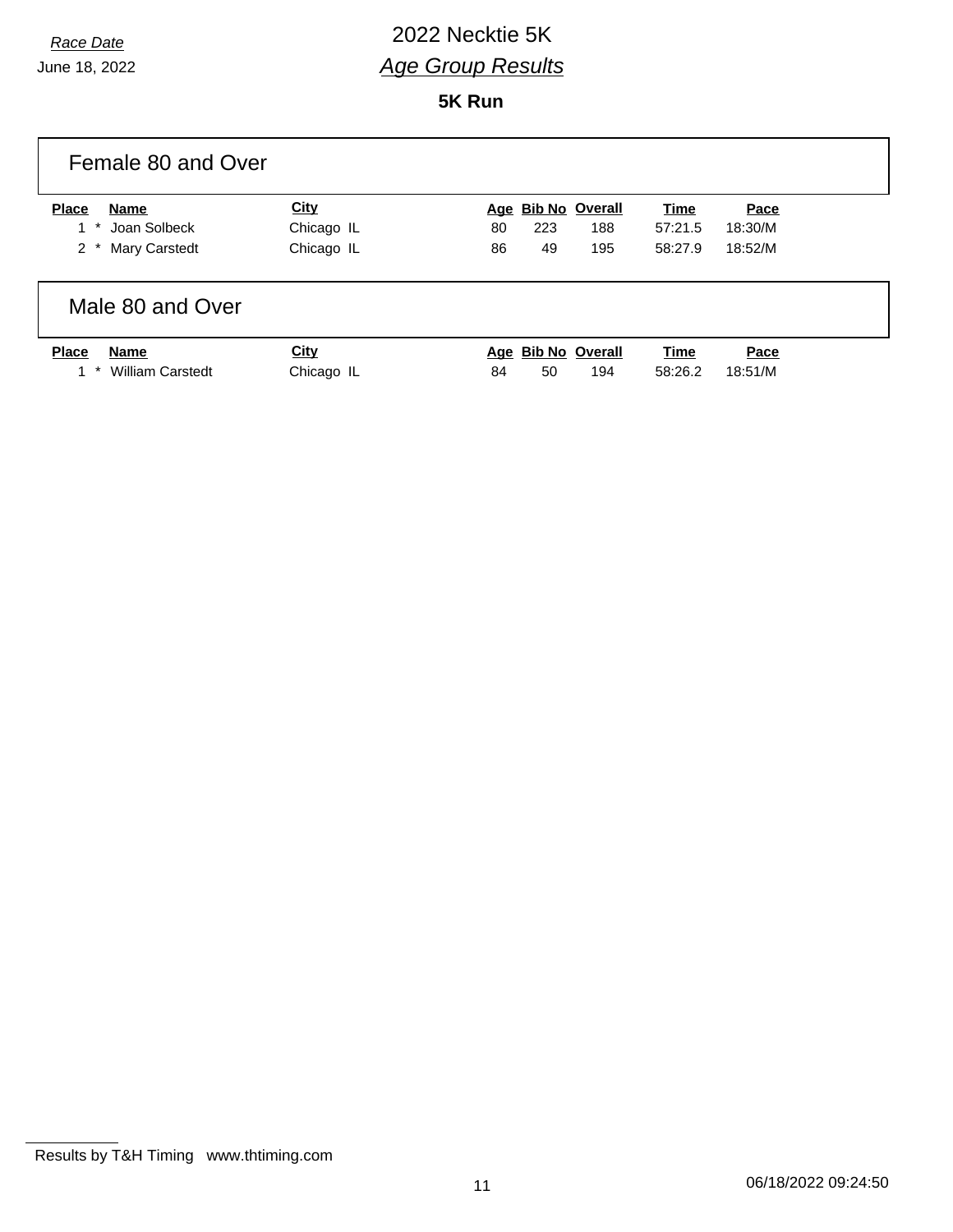*Race Date*

June 18, 2022

# 2022 Necktie 5K

## *Age Group Results*

**5K Run**

### Female 80 and Over

| Place | Name | City | Age | Bib No | Overall | Time | Pace |
|---|---|---|---|---|---|---|---|
| 1 * | Joan Solbeck | Chicago IL | 80 | 223 | 188 | 57:21.5 | 18:30/M |
| 2 * | Mary Carstedt | Chicago IL | 86 | 49 | 195 | 58:27.9 | 18:52/M |

### Male 80 and Over

| Place | Name | City | Age | Bib No | Overall | Time | Pace |
|---|---|---|---|---|---|---|---|
| 1 * | William Carstedt | Chicago IL | 84 | 50 | 194 | 58:26.2 | 18:51/M |

Results by T&H Timing www.thtiming.com

06/18/2022 09:24:50